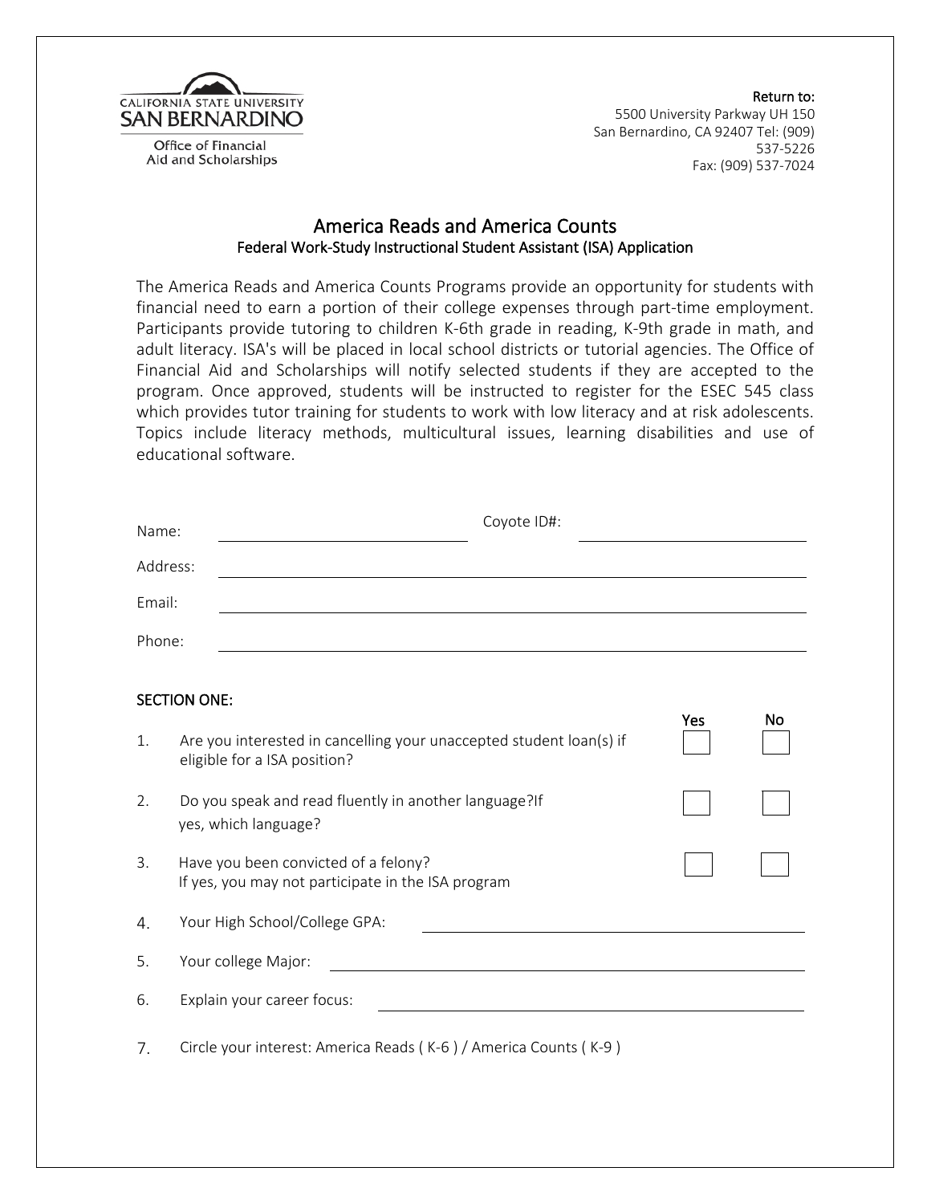CALIFORNIA STATE UNIVERSITY
SAN BERNARDINO
Office of Financial Aid and Scholarships

**Return to:**
5500 University Parkway UH 150
San Bernardino, CA 92407 Tel: (909) 537-5226
Fax: (909) 537-7024

# America Reads and America Counts

## Federal Work-Study Instructional Student Assistant (ISA) Application

The America Reads and America Counts Programs provide an opportunity for students with financial need to earn a portion of their college expenses through part-time employment. Participants provide tutoring to children K-6th grade in reading, K-9th grade in math, and adult literacy. ISA's will be placed in local school districts or tutorial agencies. The Office of Financial Aid and Scholarships will notify selected students if they are accepted to the program. Once approved, students will be instructed to register for the ESEC 545 class which provides tutor training for students to work with low literacy and at risk adolescents. Topics include literacy methods, multicultural issues, learning disabilities and use of educational software.

Name: ______________________ Coyote ID#: ______________________

Address: ______________________

Email: ______________________

Phone: ______________________

**SECTION ONE:**

| | | Yes | No |
|---|---|---|---|
| 1. | Are you interested in cancelling your unaccepted student loan(s) if eligible for a ISA position? | ☐ | ☐ |
| 2. | Do you speak and read fluently in another language?If yes, which language? | ☐ | ☐ |
| 3. | Have you been convicted of a felony? If yes, you may not participate in the ISA program | ☐ | ☐ |

4. Your High School/College GPA: ______________________

5. Your college Major: ______________________

6. Explain your career focus: ______________________

7. Circle your interest: America Reads ( K-6 ) / America Counts ( K-9 )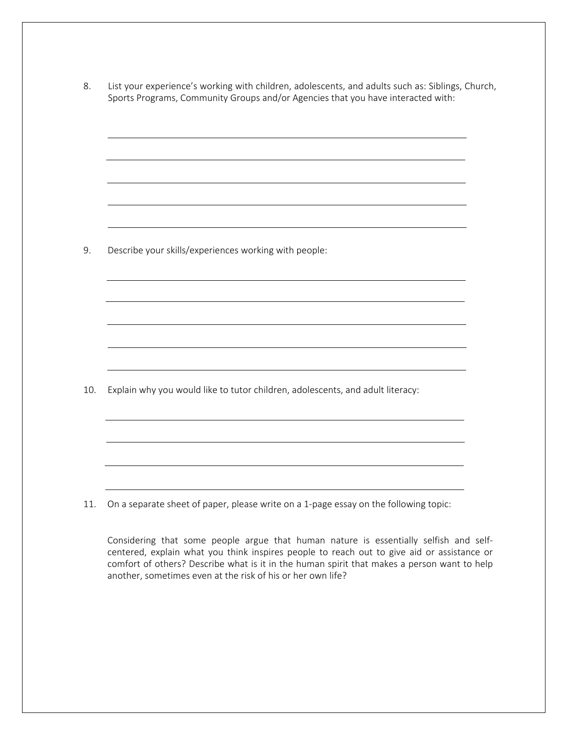8. List your experience's working with children, adolescents, and adults such as: Siblings, Church, Sports Programs, Community Groups and/or Agencies that you have interacted with:

______________________________________________________________________

______________________________________________________________________

______________________________________________________________________

______________________________________________________________________

______________________________________________________________________

9. Describe your skills/experiences working with people:

______________________________________________________________________

______________________________________________________________________

______________________________________________________________________

______________________________________________________________________

______________________________________________________________________

10. Explain why you would like to tutor children, adolescents, and adult literacy:

______________________________________________________________________

______________________________________________________________________

______________________________________________________________________

______________________________________________________________________

11. On a separate sheet of paper, please write on a 1-page essay on the following topic:

    Considering that some people argue that human nature is essentially selfish and self-centered, explain what you think inspires people to reach out to give aid or assistance or comfort of others? Describe what is it in the human spirit that makes a person want to help another, sometimes even at the risk of his or her own life?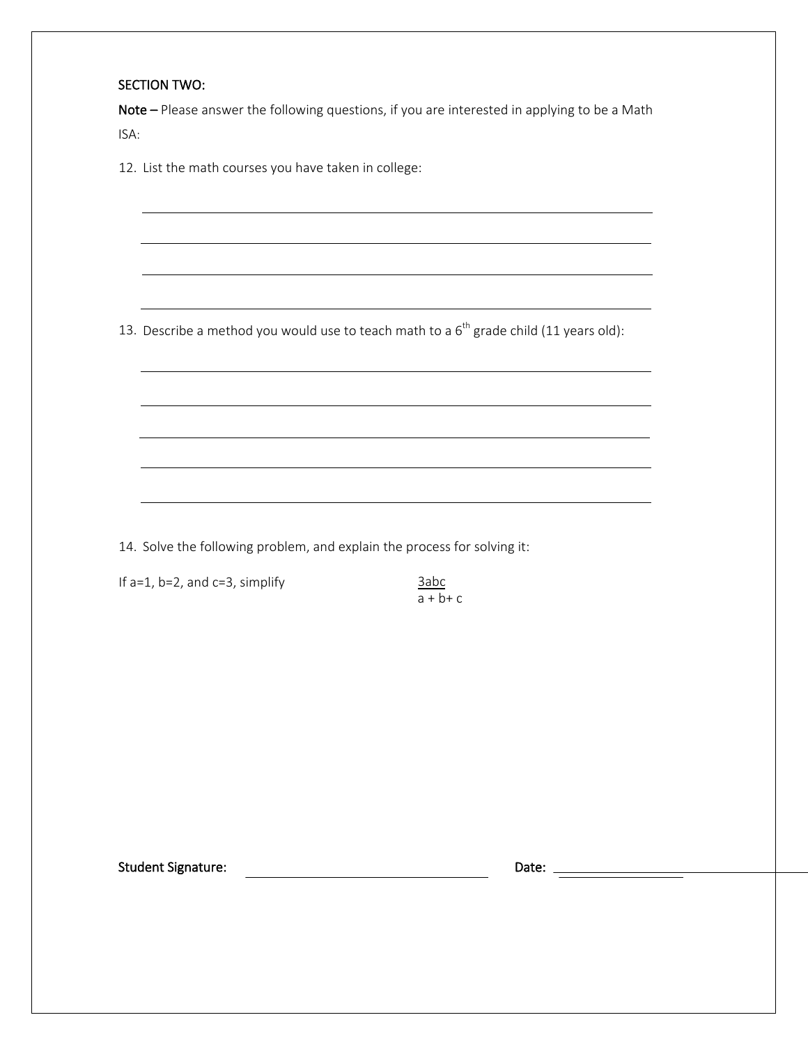**SECTION TWO:**

**Note –** Please answer the following questions, if you are interested in applying to be a Math ISA:

12. List the math courses you have taken in college:

\_\_\_\_\_\_\_\_\_\_\_\_\_\_\_\_\_\_\_\_\_\_\_\_\_\_\_\_\_\_\_\_\_\_\_\_\_\_\_\_\_\_\_\_\_\_\_\_\_\_\_\_\_\_\_\_\_\_

\_\_\_\_\_\_\_\_\_\_\_\_\_\_\_\_\_\_\_\_\_\_\_\_\_\_\_\_\_\_\_\_\_\_\_\_\_\_\_\_\_\_\_\_\_\_\_\_\_\_\_\_\_\_\_\_\_\_

\_\_\_\_\_\_\_\_\_\_\_\_\_\_\_\_\_\_\_\_\_\_\_\_\_\_\_\_\_\_\_\_\_\_\_\_\_\_\_\_\_\_\_\_\_\_\_\_\_\_\_\_\_\_\_\_\_\_

\_\_\_\_\_\_\_\_\_\_\_\_\_\_\_\_\_\_\_\_\_\_\_\_\_\_\_\_\_\_\_\_\_\_\_\_\_\_\_\_\_\_\_\_\_\_\_\_\_\_\_\_\_\_\_\_\_\_

13. Describe a method you would use to teach math to a 6th grade child (11 years old):

\_\_\_\_\_\_\_\_\_\_\_\_\_\_\_\_\_\_\_\_\_\_\_\_\_\_\_\_\_\_\_\_\_\_\_\_\_\_\_\_\_\_\_\_\_\_\_\_\_\_\_\_\_\_\_\_\_\_

\_\_\_\_\_\_\_\_\_\_\_\_\_\_\_\_\_\_\_\_\_\_\_\_\_\_\_\_\_\_\_\_\_\_\_\_\_\_\_\_\_\_\_\_\_\_\_\_\_\_\_\_\_\_\_\_\_\_

\_\_\_\_\_\_\_\_\_\_\_\_\_\_\_\_\_\_\_\_\_\_\_\_\_\_\_\_\_\_\_\_\_\_\_\_\_\_\_\_\_\_\_\_\_\_\_\_\_\_\_\_\_\_\_\_\_\_

\_\_\_\_\_\_\_\_\_\_\_\_\_\_\_\_\_\_\_\_\_\_\_\_\_\_\_\_\_\_\_\_\_\_\_\_\_\_\_\_\_\_\_\_\_\_\_\_\_\_\_\_\_\_\_\_\_\_

\_\_\_\_\_\_\_\_\_\_\_\_\_\_\_\_\_\_\_\_\_\_\_\_\_\_\_\_\_\_\_\_\_\_\_\_\_\_\_\_\_\_\_\_\_\_\_\_\_\_\_\_\_\_\_\_\_\_

14. Solve the following problem, and explain the process for solving it:

If a=1, b=2, and c=3, simplify $\frac{3abc}{a + b + c}$

**Student Signature:** \_\_\_\_\_\_\_\_\_\_\_\_\_\_\_\_\_\_\_\_\_\_\_\_\_\_\_\_ **Date:** \_\_\_\_\_\_\_\_\_\_\_\_\_\_\_\_